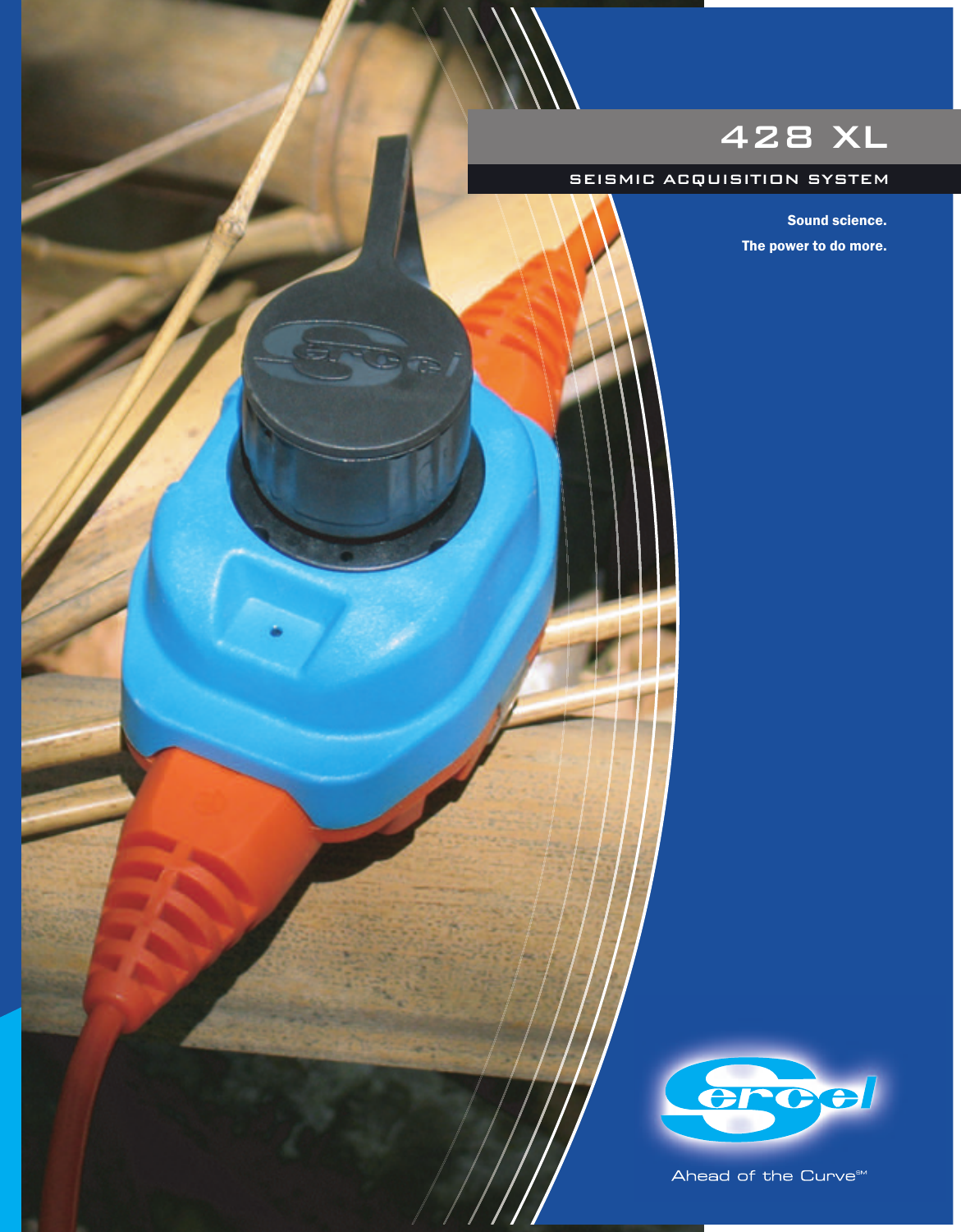# 428 XL

## SEISMIC ACQUISITION SYSTEM

**Sound science.**

**The power to do more.**

Sercel

Ahead of the Curve℠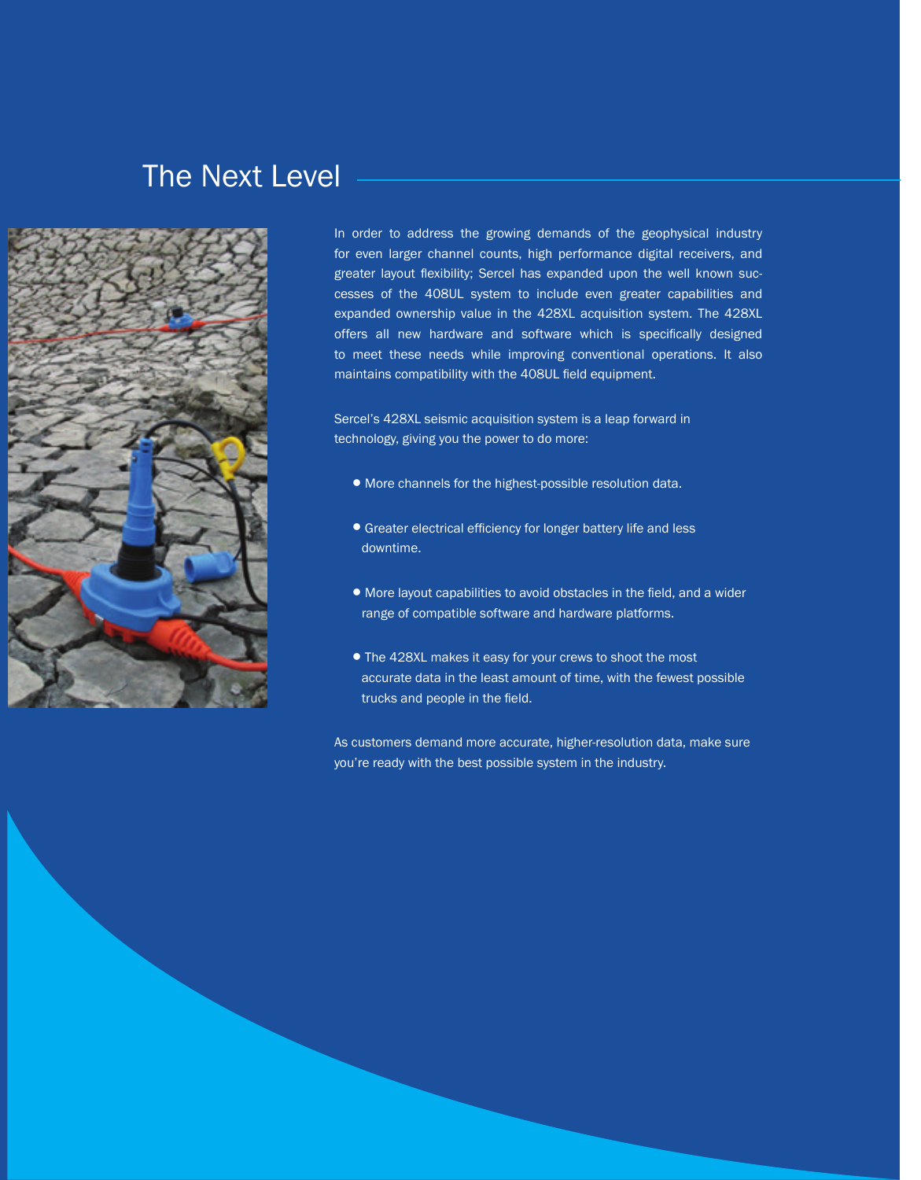# The Next Level

In order to address the growing demands of the geophysical industry for even larger channel counts, high performance digital receivers, and greater layout flexibility; Sercel has expanded upon the well known successes of the 408UL system to include even greater capabilities and expanded ownership value in the 428XL acquisition system. The 428XL offers all new hardware and software which is specifically designed to meet these needs while improving conventional operations. It also maintains compatibility with the 408UL field equipment.

Sercel's 428XL seismic acquisition system is a leap forward in technology, giving you the power to do more:

- More channels for the highest-possible resolution data.
- Greater electrical efficiency for longer battery life and less downtime.
- More layout capabilities to avoid obstacles in the field, and a wider range of compatible software and hardware platforms.
- The 428XL makes it easy for your crews to shoot the most accurate data in the least amount of time, with the fewest possible trucks and people in the field.

As customers demand more accurate, higher-resolution data, make sure you're ready with the best possible system in the industry.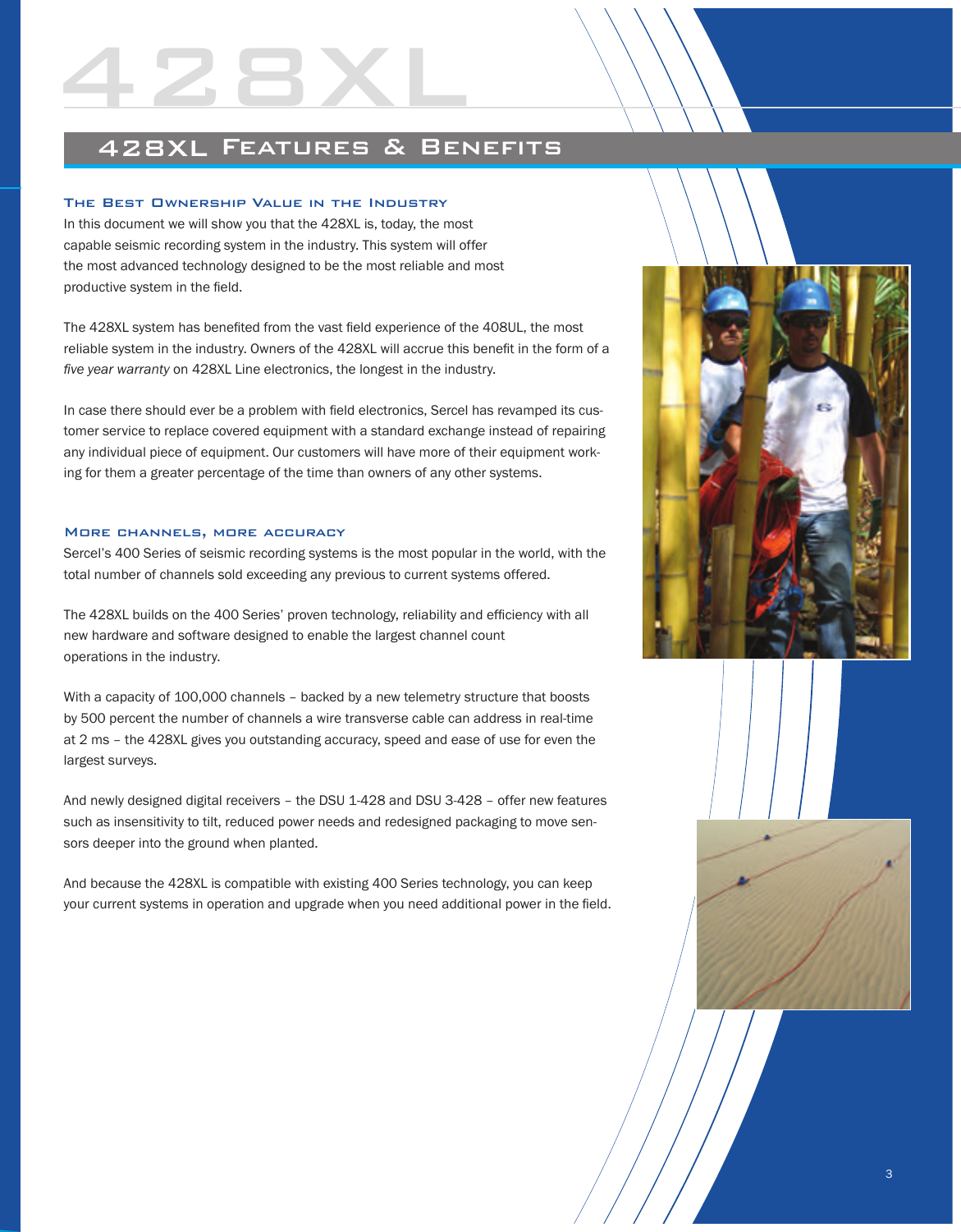# 428XL

## 428XL Features & Benefits

### The Best Ownership Value in the Industry

In this document we will show you that the 428XL is, today, the most capable seismic recording system in the industry. This system will offer the most advanced technology designed to be the most reliable and most productive system in the field.

The 428XL system has benefited from the vast field experience of the 408UL, the most reliable system in the industry. Owners of the 428XL will accrue this benefit in the form of a *five year warranty* on 428XL Line electronics, the longest in the industry.

In case there should ever be a problem with field electronics, Sercel has revamped its customer service to replace covered equipment with a standard exchange instead of repairing any individual piece of equipment. Our customers will have more of their equipment working for them a greater percentage of the time than owners of any other systems.

### More channels, more accuracy

Sercel's 400 Series of seismic recording systems is the most popular in the world, with the total number of channels sold exceeding any previous to current systems offered.

The 428XL builds on the 400 Series' proven technology, reliability and efficiency with all new hardware and software designed to enable the largest channel count operations in the industry.

With a capacity of 100,000 channels – backed by a new telemetry structure that boosts by 500 percent the number of channels a wire transverse cable can address in real-time at 2 ms – the 428XL gives you outstanding accuracy, speed and ease of use for even the largest surveys.

And newly designed digital receivers – the DSU 1-428 and DSU 3-428 – offer new features such as insensitivity to tilt, reduced power needs and redesigned packaging to move sensors deeper into the ground when planted.

And because the 428XL is compatible with existing 400 Series technology, you can keep your current systems in operation and upgrade when you need additional power in the field.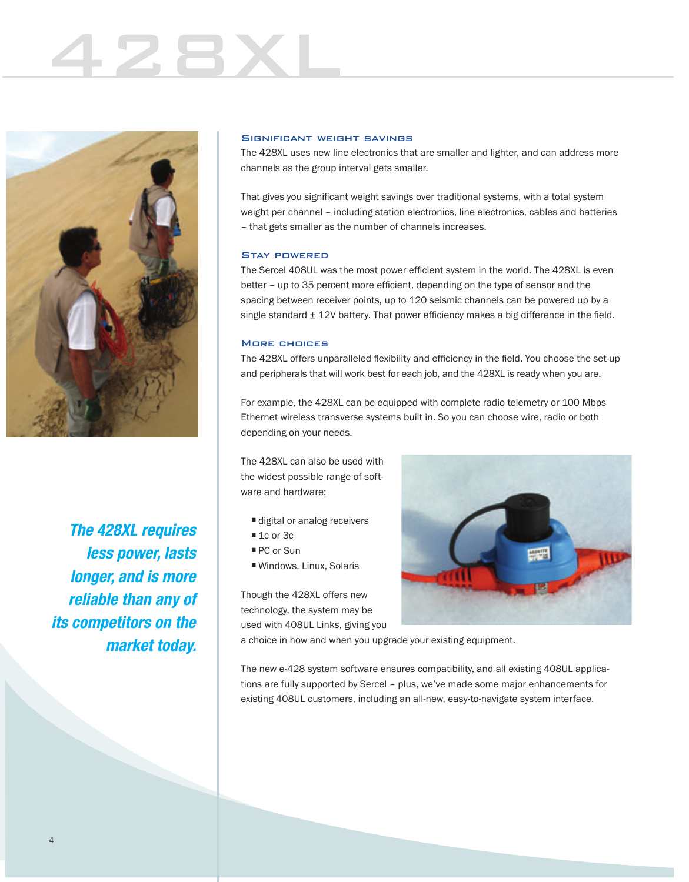# 428XL

*The 428XL requires less power, lasts longer, and is more reliable than any of its competitors on the market today.*

## Significant weight savings

The 428XL uses new line electronics that are smaller and lighter, and can address more channels as the group interval gets smaller.

That gives you significant weight savings over traditional systems, with a total system weight per channel – including station electronics, line electronics, cables and batteries – that gets smaller as the number of channels increases.

## Stay powered

The Sercel 408UL was the most power efficient system in the world. The 428XL is even better – up to 35 percent more efficient, depending on the type of sensor and the spacing between receiver points, up to 120 seismic channels can be powered up by a single standard ± 12V battery. That power efficiency makes a big difference in the field.

## More choices

The 428XL offers unparalleled flexibility and efficiency in the field. You choose the set-up and peripherals that will work best for each job, and the 428XL is ready when you are.

For example, the 428XL can be equipped with complete radio telemetry or 100 Mbps Ethernet wireless transverse systems built in. So you can choose wire, radio or both depending on your needs.

The 428XL can also be used with the widest possible range of software and hardware:

- digital or analog receivers
- 1c or 3c
- PC or Sun
- Windows, Linux, Solaris

Though the 428XL offers new technology, the system may be used with 408UL Links, giving you a choice in how and when you upgrade your existing equipment.

The new e-428 system software ensures compatibility, and all existing 408UL applications are fully supported by Sercel – plus, we've made some major enhancements for existing 408UL customers, including an all-new, easy-to-navigate system interface.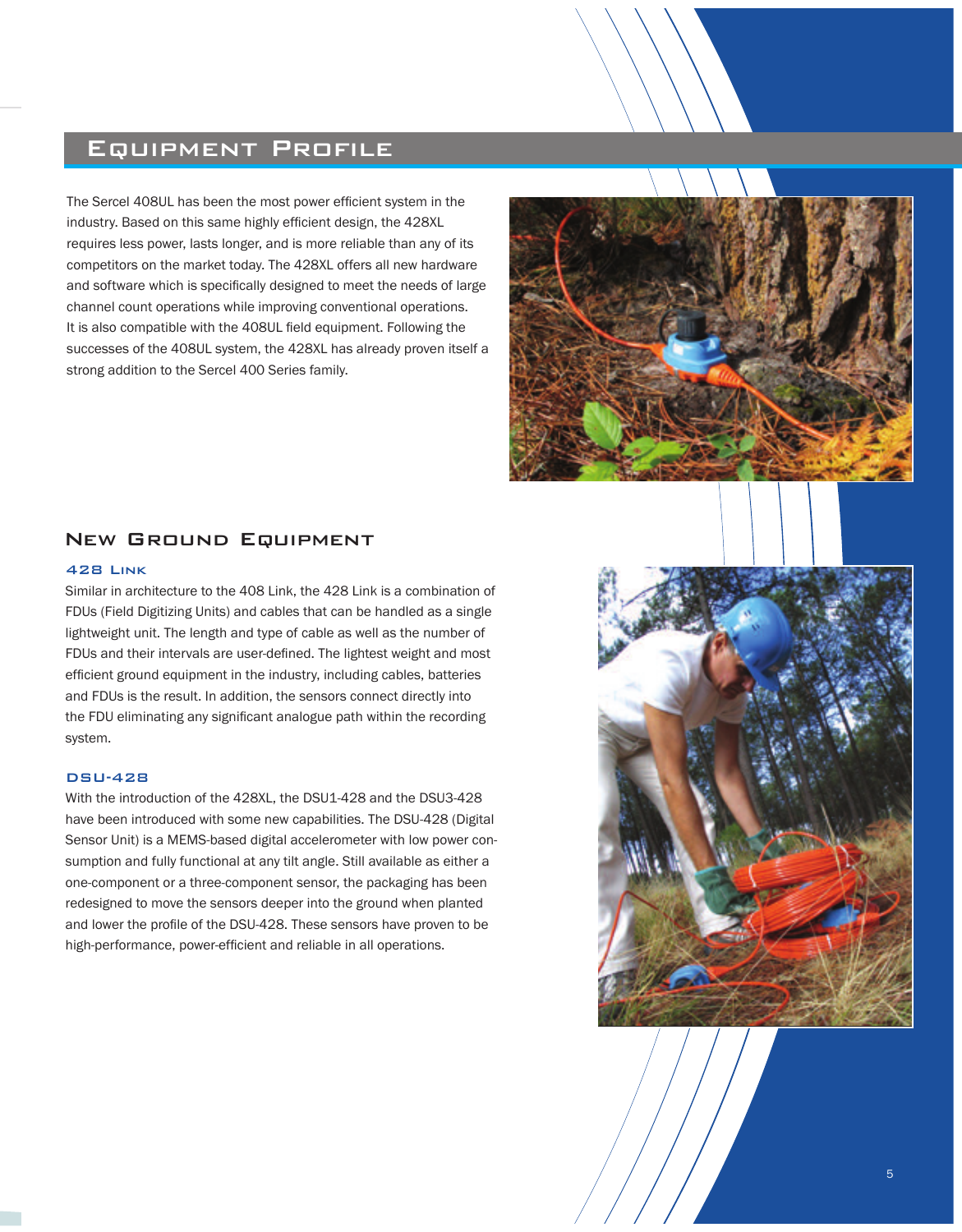# Equipment Profile

The Sercel 408UL has been the most power efficient system in the industry. Based on this same highly efficient design, the 428XL requires less power, lasts longer, and is more reliable than any of its competitors on the market today. The 428XL offers all new hardware and software which is specifically designed to meet the needs of large channel count operations while improving conventional operations. It is also compatible with the 408UL field equipment. Following the successes of the 408UL system, the 428XL has already proven itself a strong addition to the Sercel 400 Series family.

## New Ground Equipment

### 428 Link

Similar in architecture to the 408 Link, the 428 Link is a combination of FDUs (Field Digitizing Units) and cables that can be handled as a single lightweight unit. The length and type of cable as well as the number of FDUs and their intervals are user-defined. The lightest weight and most efficient ground equipment in the industry, including cables, batteries and FDUs is the result. In addition, the sensors connect directly into the FDU eliminating any significant analogue path within the recording system.

### DSU-428

With the introduction of the 428XL, the DSU1-428 and the DSU3-428 have been introduced with some new capabilities. The DSU-428 (Digital Sensor Unit) is a MEMS-based digital accelerometer with low power consumption and fully functional at any tilt angle. Still available as either a one-component or a three-component sensor, the packaging has been redesigned to move the sensors deeper into the ground when planted and lower the profile of the DSU-428. These sensors have proven to be high-performance, power-efficient and reliable in all operations.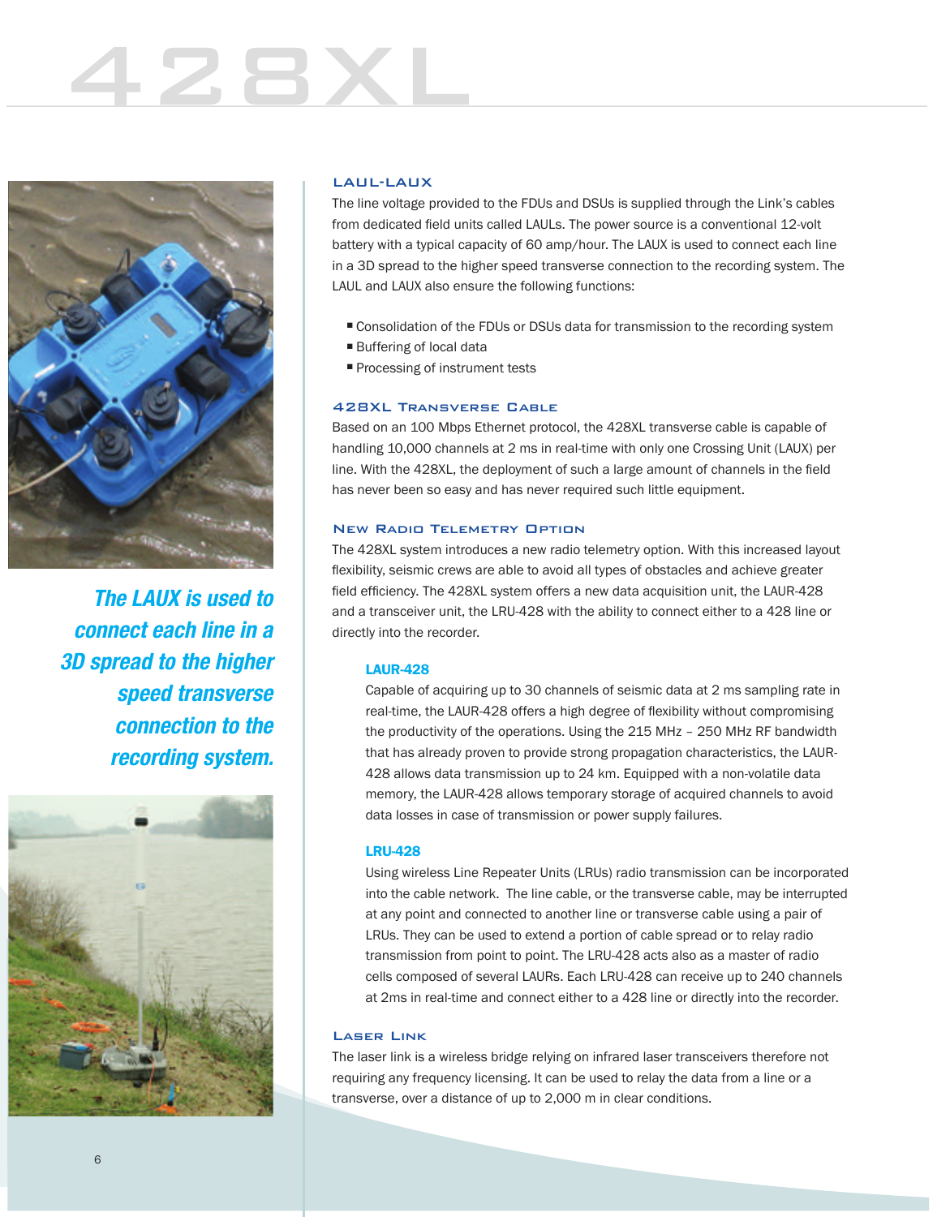# 428XL

*The LAUX is used to connect each line in a 3D spread to the higher speed transverse connection to the recording system.*

## LAUL-LAUX

The line voltage provided to the FDUs and DSUs is supplied through the Link's cables from dedicated field units called LAULs. The power source is a conventional 12-volt battery with a typical capacity of 60 amp/hour. The LAUX is used to connect each line in a 3D spread to the higher speed transverse connection to the recording system. The LAUL and LAUX also ensure the following functions:

- Consolidation of the FDUs or DSUs data for transmission to the recording system
- Buffering of local data
- Processing of instrument tests

## 428XL Transverse Cable

Based on an 100 Mbps Ethernet protocol, the 428XL transverse cable is capable of handling 10,000 channels at 2 ms in real-time with only one Crossing Unit (LAUX) per line. With the 428XL, the deployment of such a large amount of channels in the field has never been so easy and has never required such little equipment.

## New Radio Telemetry Option

The 428XL system introduces a new radio telemetry option. With this increased layout flexibility, seismic crews are able to avoid all types of obstacles and achieve greater field efficiency. The 428XL system offers a new data acquisition unit, the LAUR-428 and a transceiver unit, the LRU-428 with the ability to connect either to a 428 line or directly into the recorder.

### LAUR-428

Capable of acquiring up to 30 channels of seismic data at 2 ms sampling rate in real-time, the LAUR-428 offers a high degree of flexibility without compromising the productivity of the operations. Using the 215 MHz – 250 MHz RF bandwidth that has already proven to provide strong propagation characteristics, the LAUR-428 allows data transmission up to 24 km. Equipped with a non-volatile data memory, the LAUR-428 allows temporary storage of acquired channels to avoid data losses in case of transmission or power supply failures.

### LRU-428

Using wireless Line Repeater Units (LRUs) radio transmission can be incorporated into the cable network. The line cable, or the transverse cable, may be interrupted at any point and connected to another line or transverse cable using a pair of LRUs. They can be used to extend a portion of cable spread or to relay radio transmission from point to point. The LRU-428 acts also as a master of radio cells composed of several LAURs. Each LRU-428 can receive up to 240 channels at 2ms in real-time and connect either to a 428 line or directly into the recorder.

## Laser Link

The laser link is a wireless bridge relying on infrared laser transceivers therefore not requiring any frequency licensing. It can be used to relay the data from a line or a transverse, over a distance of up to 2,000 m in clear conditions.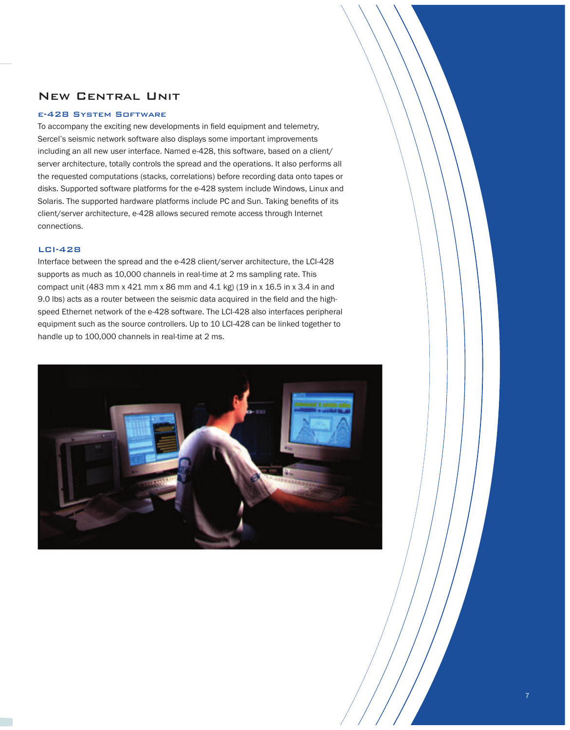# New Central Unit

## e-428 System Software

To accompany the exciting new developments in field equipment and telemetry, Sercel's seismic network software also displays some important improvements including an all new user interface. Named e-428, this software, based on a client/server architecture, totally controls the spread and the operations. It also performs all the requested computations (stacks, correlations) before recording data onto tapes or disks. Supported software platforms for the e-428 system include Windows, Linux and Solaris. The supported hardware platforms include PC and Sun. Taking benefits of its client/server architecture, e-428 allows secured remote access through Internet connections.

## LCI-428

Interface between the spread and the e-428 client/server architecture, the LCI-428 supports as much as 10,000 channels in real-time at 2 ms sampling rate. This compact unit (483 mm x 421 mm x 86 mm and 4.1 kg) (19 in x 16.5 in x 3.4 in and 9.0 lbs) acts as a router between the seismic data acquired in the field and the high-speed Ethernet network of the e-428 software. The LCI-428 also interfaces peripheral equipment such as the source controllers. Up to 10 LCI-428 can be linked together to handle up to 100,000 channels in real-time at 2 ms.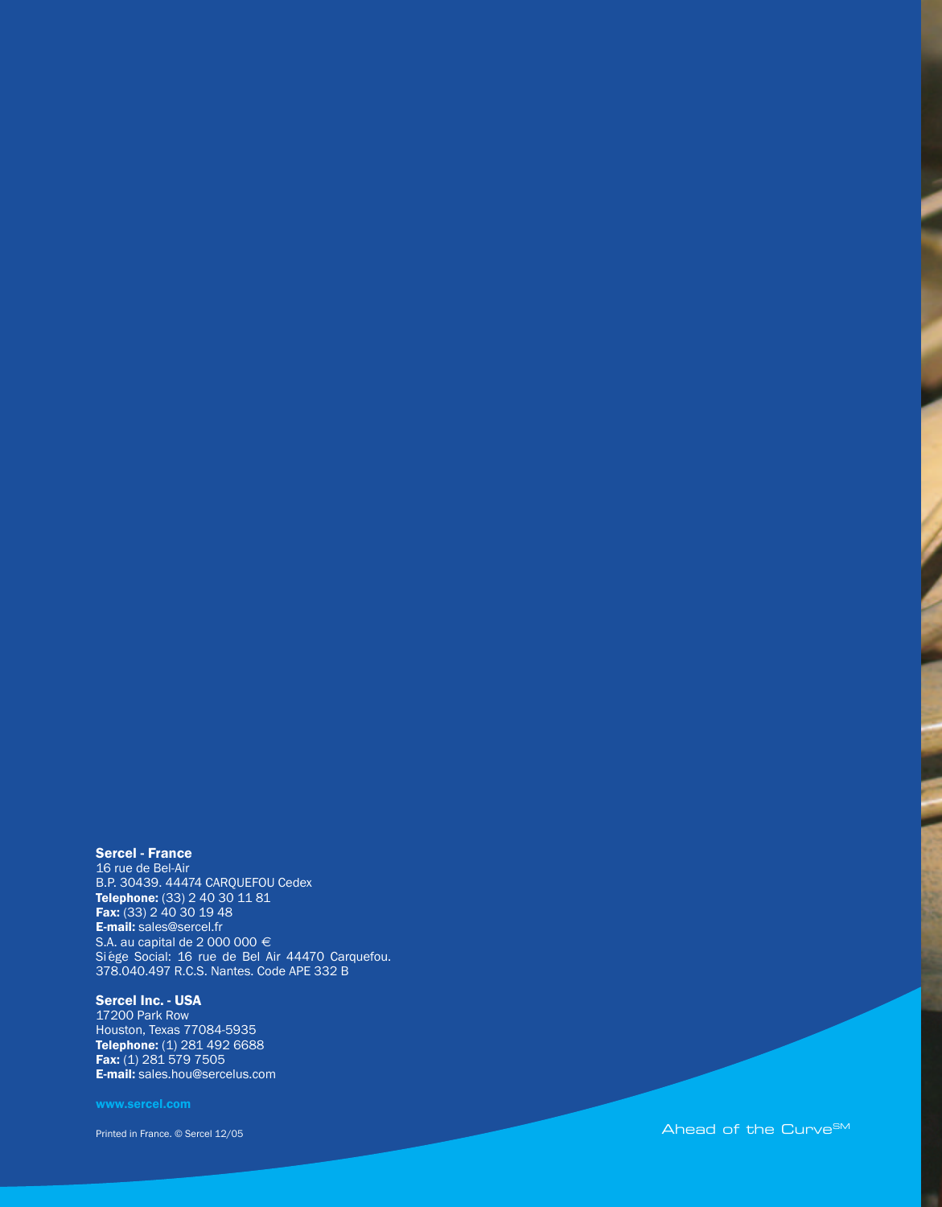**Sercel - France**
16 rue de Bel-Air
B.P. 30439. 44474 CARQUEFOU Cedex
**Telephone:** (33) 2 40 30 11 81
**Fax:** (33) 2 40 30 19 48
**E-mail:** sales@sercel.fr
S.A. au capital de 2 000 000 €
Siège Social: 16 rue de Bel Air 44470 Carquefou.
378.040.497 R.C.S. Nantes. Code APE 332 B

**Sercel Inc. - USA**
17200 Park Row
Houston, Texas 77084-5935
**Telephone:** (1) 281 492 6688
**Fax:** (1) 281 579 7505
**E-mail:** sales.hou@sercelus.com

www.sercel.com

Printed in France. © Sercel 12/05

Ahead of the Curve[SM]